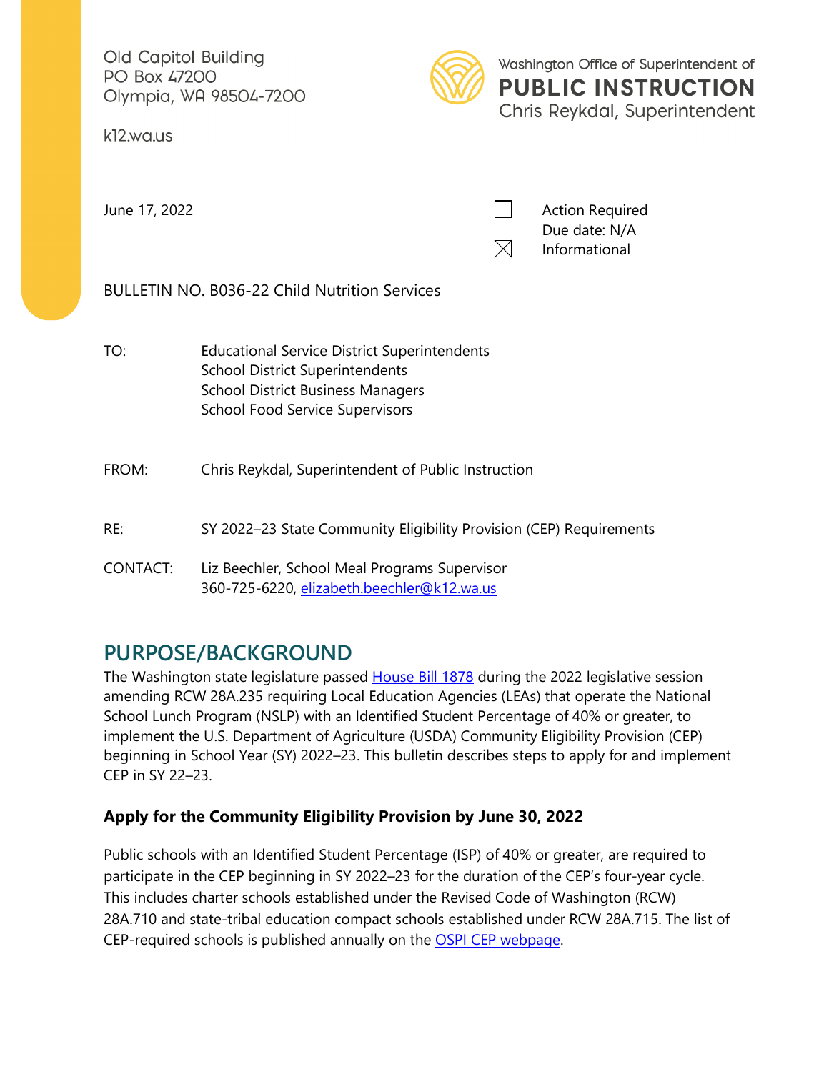Old Capitol Building
PO Box 47200
Olympia, WA 98504-7200

k12.wa.us

Washington Office of Superintendent of
**PUBLIC INSTRUCTION**
Chris Reykdal, Superintendent

June 17, 2022

☐ Action Required
Due date: N/A
☒ Informational

BULLETIN NO. B036-22 Child Nutrition Services

TO: Educational Service District Superintendents
School District Superintendents
School District Business Managers
School Food Service Supervisors

FROM: Chris Reykdal, Superintendent of Public Instruction

RE: SY 2022–23 State Community Eligibility Provision (CEP) Requirements

CONTACT: Liz Beechler, School Meal Programs Supervisor
360-725-6220, elizabeth.beechler@k12.wa.us

## PURPOSE/BACKGROUND

The Washington state legislature passed House Bill 1878 during the 2022 legislative session amending RCW 28A.235 requiring Local Education Agencies (LEAs) that operate the National School Lunch Program (NSLP) with an Identified Student Percentage of 40% or greater, to implement the U.S. Department of Agriculture (USDA) Community Eligibility Provision (CEP) beginning in School Year (SY) 2022–23. This bulletin describes steps to apply for and implement CEP in SY 22–23.

### Apply for the Community Eligibility Provision by June 30, 2022

Public schools with an Identified Student Percentage (ISP) of 40% or greater, are required to participate in the CEP beginning in SY 2022–23 for the duration of the CEP's four-year cycle. This includes charter schools established under the Revised Code of Washington (RCW) 28A.710 and state-tribal education compact schools established under RCW 28A.715. The list of CEP-required schools is published annually on the OSPI CEP webpage.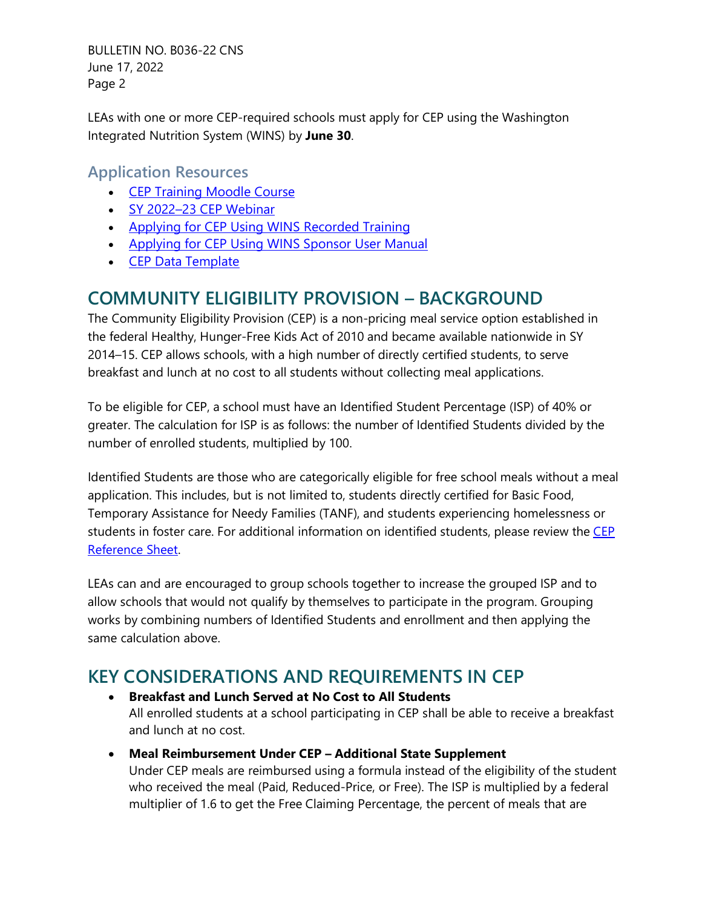LEAs with one or more CEP-required schools must apply for CEP using the Washington Integrated Nutrition System (WINS) by **June 30**.

### Application Resources

- [CEP Training Moodle Course]
- [SY 2022–23 CEP Webinar]
- [Applying for CEP Using WINS Recorded Training]
- [Applying for CEP Using WINS Sponsor User Manual]
- [CEP Data Template]

## COMMUNITY ELIGIBILITY PROVISION – BACKGROUND

The Community Eligibility Provision (CEP) is a non-pricing meal service option established in the federal Healthy, Hunger-Free Kids Act of 2010 and became available nationwide in SY 2014–15. CEP allows schools, with a high number of directly certified students, to serve breakfast and lunch at no cost to all students without collecting meal applications.

To be eligible for CEP, a school must have an Identified Student Percentage (ISP) of 40% or greater. The calculation for ISP is as follows: the number of Identified Students divided by the number of enrolled students, multiplied by 100.

Identified Students are those who are categorically eligible for free school meals without a meal application. This includes, but is not limited to, students directly certified for Basic Food, Temporary Assistance for Needy Families (TANF), and students experiencing homelessness or students in foster care. For additional information on identified students, please review the [CEP Reference Sheet].

LEAs can and are encouraged to group schools together to increase the grouped ISP and to allow schools that would not qualify by themselves to participate in the program. Grouping works by combining numbers of Identified Students and enrollment and then applying the same calculation above.

## KEY CONSIDERATIONS AND REQUIREMENTS IN CEP

- **Breakfast and Lunch Served at No Cost to All Students**
  All enrolled students at a school participating in CEP shall be able to receive a breakfast and lunch at no cost.
- **Meal Reimbursement Under CEP – Additional State Supplement**
  Under CEP meals are reimbursed using a formula instead of the eligibility of the student who received the meal (Paid, Reduced-Price, or Free). The ISP is multiplied by a federal multiplier of 1.6 to get the Free Claiming Percentage, the percent of meals that are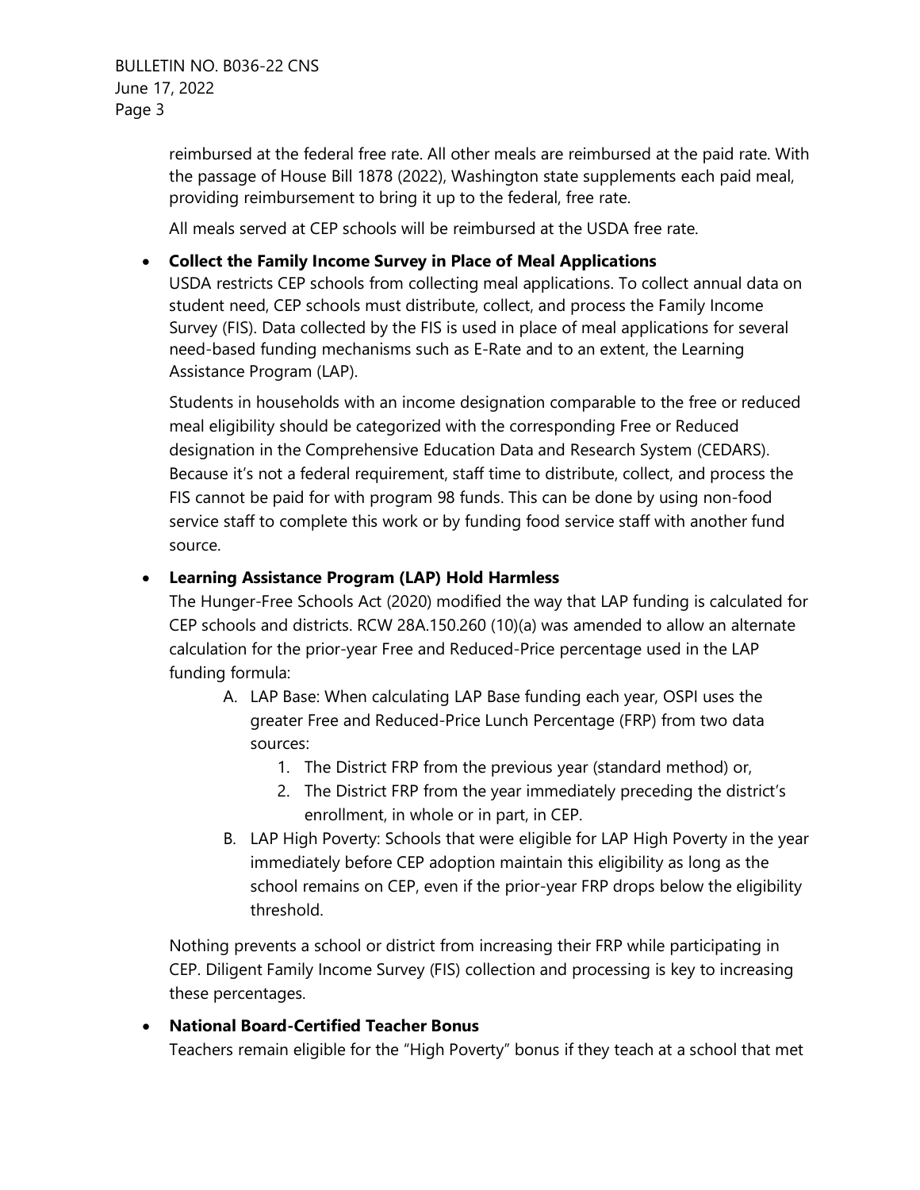reimbursed at the federal free rate. All other meals are reimbursed at the paid rate. With the passage of House Bill 1878 (2022), Washington state supplements each paid meal, providing reimbursement to bring it up to the federal, free rate.

All meals served at CEP schools will be reimbursed at the USDA free rate.

- **Collect the Family Income Survey in Place of Meal Applications**
  USDA restricts CEP schools from collecting meal applications. To collect annual data on student need, CEP schools must distribute, collect, and process the Family Income Survey (FIS). Data collected by the FIS is used in place of meal applications for several need-based funding mechanisms such as E-Rate and to an extent, the Learning Assistance Program (LAP).

  Students in households with an income designation comparable to the free or reduced meal eligibility should be categorized with the corresponding Free or Reduced designation in the Comprehensive Education Data and Research System (CEDARS). Because it's not a federal requirement, staff time to distribute, collect, and process the FIS cannot be paid for with program 98 funds. This can be done by using non-food service staff to complete this work or by funding food service staff with another fund source.

- **Learning Assistance Program (LAP) Hold Harmless**
  The Hunger-Free Schools Act (2020) modified the way that LAP funding is calculated for CEP schools and districts. RCW 28A.150.260 (10)(a) was amended to allow an alternate calculation for the prior-year Free and Reduced-Price percentage used in the LAP funding formula:

  A. LAP Base: When calculating LAP Base funding each year, OSPI uses the greater Free and Reduced-Price Lunch Percentage (FRP) from two data sources:
     1. The District FRP from the previous year (standard method) or,
     2. The District FRP from the year immediately preceding the district's enrollment, in whole or in part, in CEP.

  B. LAP High Poverty: Schools that were eligible for LAP High Poverty in the year immediately before CEP adoption maintain this eligibility as long as the school remains on CEP, even if the prior-year FRP drops below the eligibility threshold.

  Nothing prevents a school or district from increasing their FRP while participating in CEP. Diligent Family Income Survey (FIS) collection and processing is key to increasing these percentages.

- **National Board-Certified Teacher Bonus**
  Teachers remain eligible for the "High Poverty" bonus if they teach at a school that met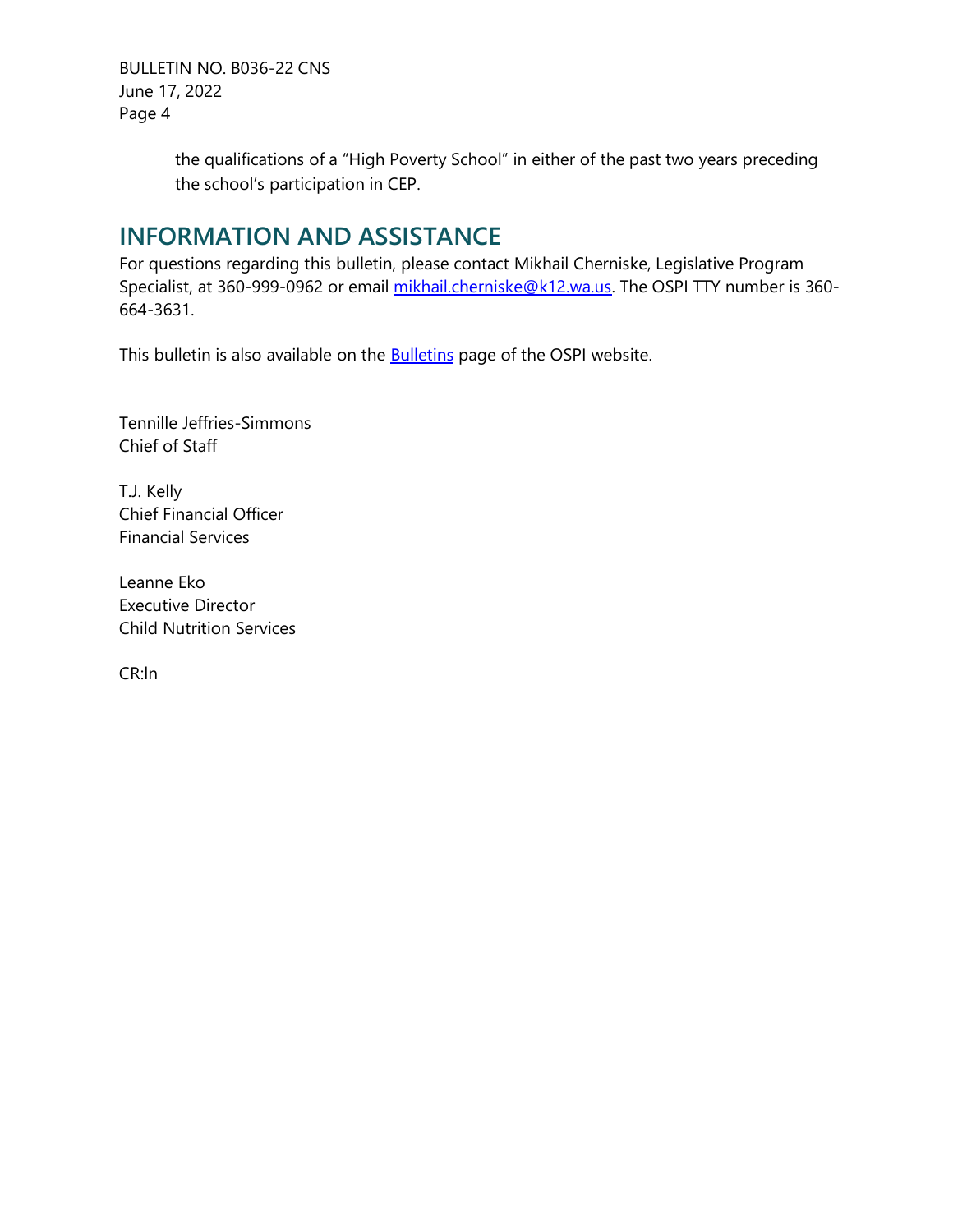the qualifications of a "High Poverty School" in either of the past two years preceding the school's participation in CEP.

## INFORMATION AND ASSISTANCE

For questions regarding this bulletin, please contact Mikhail Cherniske, Legislative Program Specialist, at 360-999-0962 or email mikhail.cherniske@k12.wa.us. The OSPI TTY number is 360-664-3631.

This bulletin is also available on the Bulletins page of the OSPI website.

Tennille Jeffries-Simmons
Chief of Staff

T.J. Kelly
Chief Financial Officer
Financial Services

Leanne Eko
Executive Director
Child Nutrition Services

CR:ln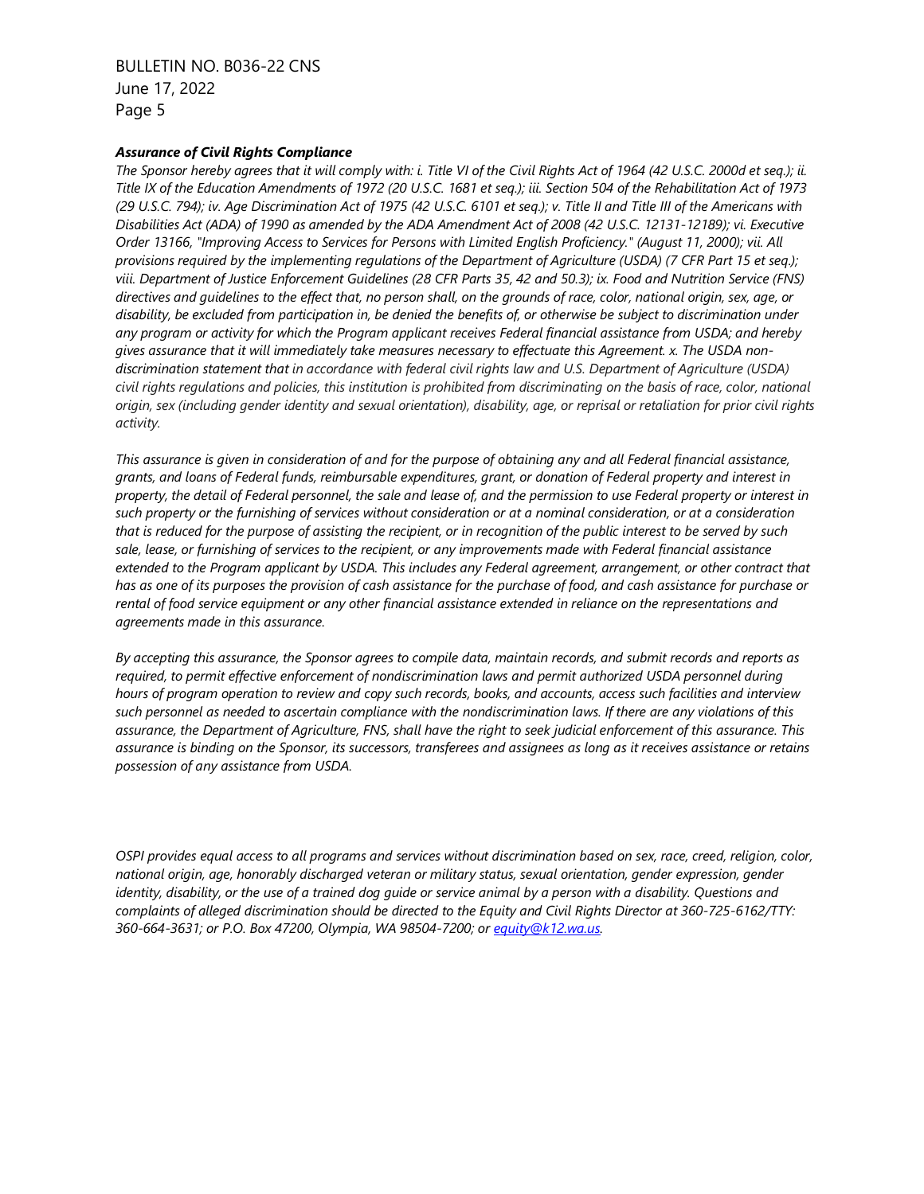***Assurance of Civil Rights Compliance***

*The Sponsor hereby agrees that it will comply with: i. Title VI of the Civil Rights Act of 1964 (42 U.S.C. 2000d et seq.); ii. Title IX of the Education Amendments of 1972 (20 U.S.C. 1681 et seq.); iii. Section 504 of the Rehabilitation Act of 1973 (29 U.S.C. 794); iv. Age Discrimination Act of 1975 (42 U.S.C. 6101 et seq.); v. Title II and Title III of the Americans with Disabilities Act (ADA) of 1990 as amended by the ADA Amendment Act of 2008 (42 U.S.C. 12131-12189); vi. Executive Order 13166, "Improving Access to Services for Persons with Limited English Proficiency." (August 11, 2000); vii. All provisions required by the implementing regulations of the Department of Agriculture (USDA) (7 CFR Part 15 et seq.); viii. Department of Justice Enforcement Guidelines (28 CFR Parts 35, 42 and 50.3); ix. Food and Nutrition Service (FNS) directives and guidelines to the effect that, no person shall, on the grounds of race, color, national origin, sex, age, or disability, be excluded from participation in, be denied the benefits of, or otherwise be subject to discrimination under any program or activity for which the Program applicant receives Federal financial assistance from USDA; and hereby gives assurance that it will immediately take measures necessary to effectuate this Agreement. x. The USDA non-discrimination statement that in accordance with federal civil rights law and U.S. Department of Agriculture (USDA) civil rights regulations and policies, this institution is prohibited from discriminating on the basis of race, color, national origin, sex (including gender identity and sexual orientation), disability, age, or reprisal or retaliation for prior civil rights activity.*

*This assurance is given in consideration of and for the purpose of obtaining any and all Federal financial assistance, grants, and loans of Federal funds, reimbursable expenditures, grant, or donation of Federal property and interest in property, the detail of Federal personnel, the sale and lease of, and the permission to use Federal property or interest in such property or the furnishing of services without consideration or at a nominal consideration, or at a consideration that is reduced for the purpose of assisting the recipient, or in recognition of the public interest to be served by such sale, lease, or furnishing of services to the recipient, or any improvements made with Federal financial assistance extended to the Program applicant by USDA. This includes any Federal agreement, arrangement, or other contract that has as one of its purposes the provision of cash assistance for the purchase of food, and cash assistance for purchase or rental of food service equipment or any other financial assistance extended in reliance on the representations and agreements made in this assurance.*

*By accepting this assurance, the Sponsor agrees to compile data, maintain records, and submit records and reports as required, to permit effective enforcement of nondiscrimination laws and permit authorized USDA personnel during hours of program operation to review and copy such records, books, and accounts, access such facilities and interview such personnel as needed to ascertain compliance with the nondiscrimination laws. If there are any violations of this assurance, the Department of Agriculture, FNS, shall have the right to seek judicial enforcement of this assurance. This assurance is binding on the Sponsor, its successors, transferees and assignees as long as it receives assistance or retains possession of any assistance from USDA.*

*OSPI provides equal access to all programs and services without discrimination based on sex, race, creed, religion, color, national origin, age, honorably discharged veteran or military status, sexual orientation, gender expression, gender identity, disability, or the use of a trained dog guide or service animal by a person with a disability. Questions and complaints of alleged discrimination should be directed to the Equity and Civil Rights Director at 360-725-6162/TTY: 360-664-3631; or P.O. Box 47200, Olympia, WA 98504-7200; or [equity@k12.wa.us](mailto:equity@k12.wa.us).*